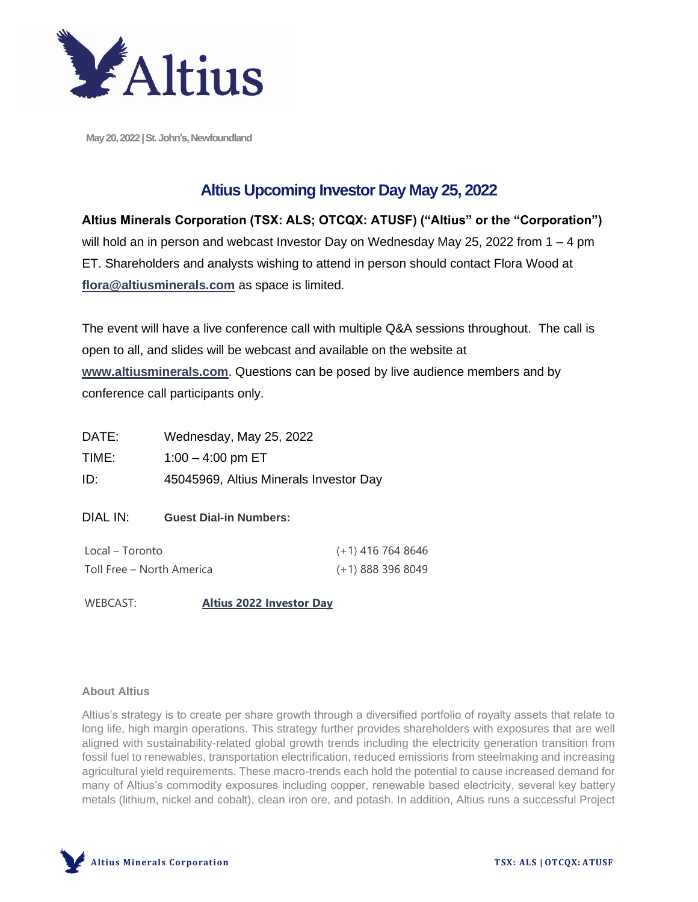May 20, 2022 | St. John's, Newfoundland

# Altius Upcoming Investor Day May 25, 2022

**Altius Minerals Corporation (TSX: ALS; OTCQX: ATUSF) ("Altius" or the "Corporation")** will hold an in person and webcast Investor Day on Wednesday May 25, 2022 from 1 – 4 pm ET. Shareholders and analysts wishing to attend in person should contact Flora Wood at **flora@altiusminerals.com** as space is limited.

The event will have a live conference call with multiple Q&A sessions throughout. The call is open to all, and slides will be webcast and available on the website at **www.altiusminerals.com**. Questions can be posed by live audience members and by conference call participants only.

DATE: Wednesday, May 25, 2022

TIME: 1:00 – 4:00 pm ET

ID: 45045969, Altius Minerals Investor Day

DIAL IN: **Guest Dial-in Numbers:**

| | |
|---|---|
| Local – Toronto | (+1) 416 764 8646 |
| Toll Free – North America | (+1) 888 396 8049 |

WEBCAST: **Altius 2022 Investor Day**

**About Altius**

Altius's strategy is to create per share growth through a diversified portfolio of royalty assets that relate to long life, high margin operations. This strategy further provides shareholders with exposures that are well aligned with sustainability-related global growth trends including the electricity generation transition from fossil fuel to renewables, transportation electrification, reduced emissions from steelmaking and increasing agricultural yield requirements. These macro-trends each hold the potential to cause increased demand for many of Altius's commodity exposures including copper, renewable based electricity, several key battery metals (lithium, nickel and cobalt), clean iron ore, and potash. In addition, Altius runs a successful Project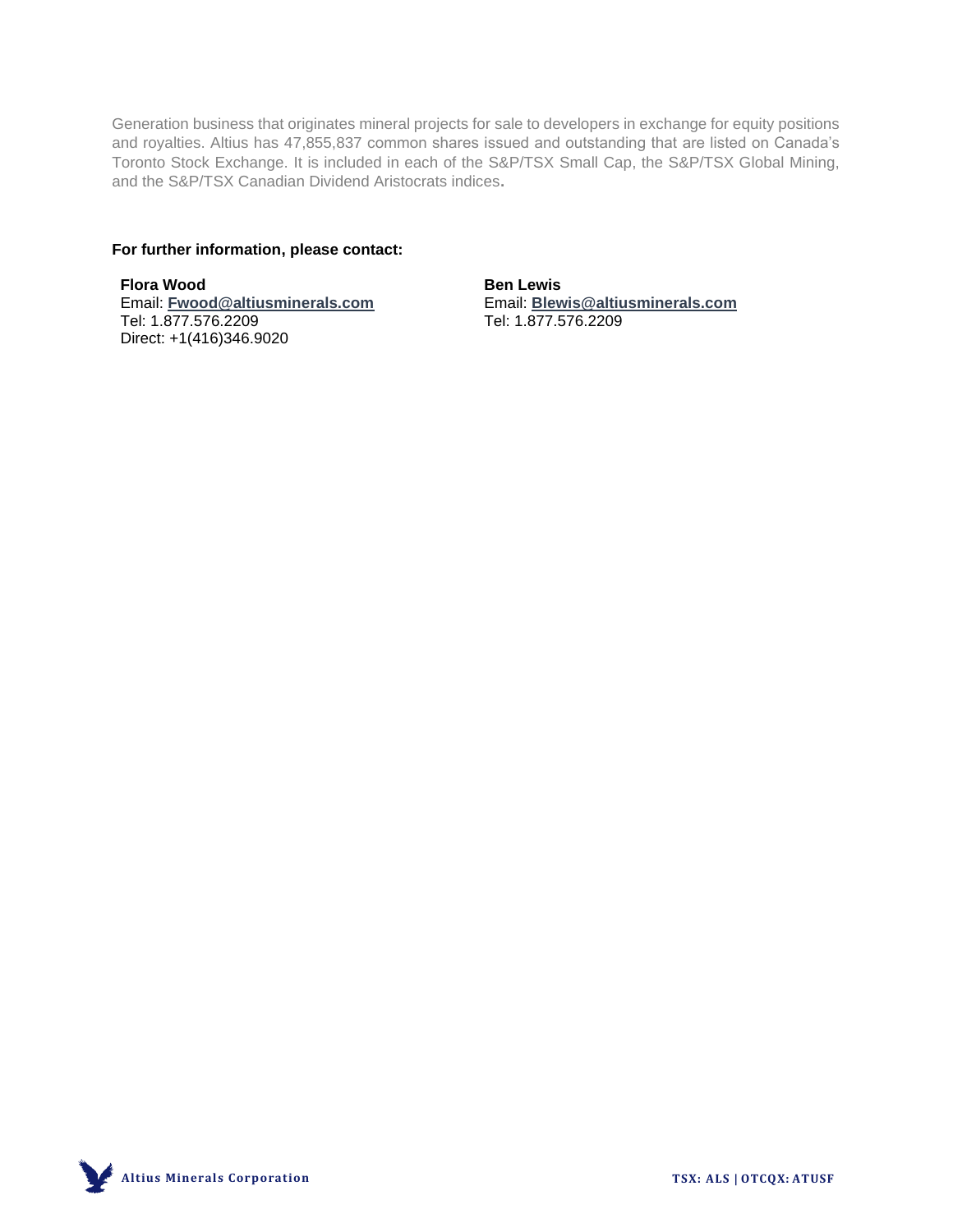Generation business that originates mineral projects for sale to developers in exchange for equity positions and royalties. Altius has 47,855,837 common shares issued and outstanding that are listed on Canada's Toronto Stock Exchange. It is included in each of the S&P/TSX Small Cap, the S&P/TSX Global Mining, and the S&P/TSX Canadian Dividend Aristocrats indices.

**For further information, please contact:**

**Flora Wood**
Email: **Fwood@altiusminerals.com**
Tel: 1.877.576.2209
Direct: +1(416)346.9020

**Ben Lewis**
Email: **Blewis@altiusminerals.com**
Tel: 1.877.576.2209